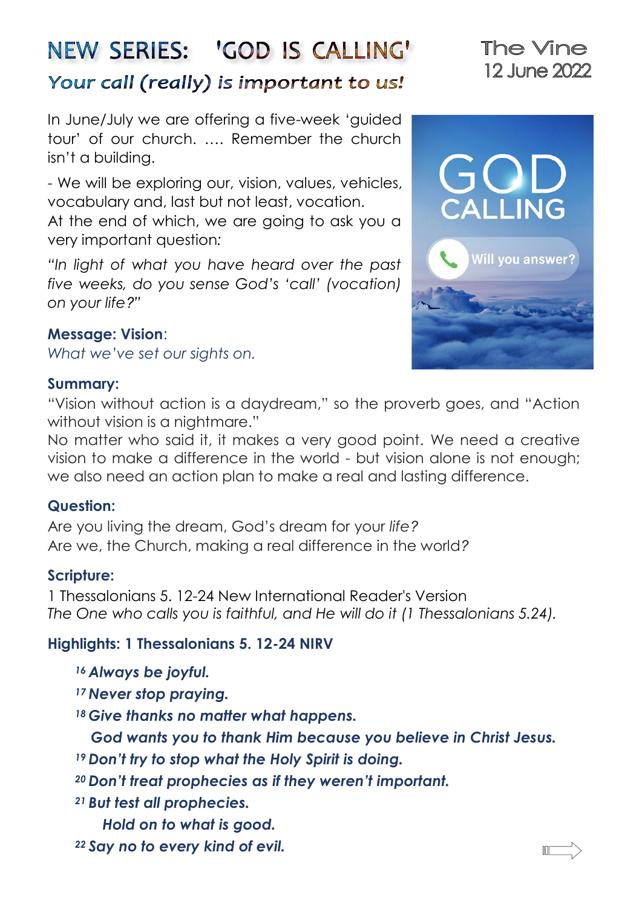# NEW SERIES: 'GOD IS CALLING'

## *Your call (really) is important to us!*

The Vine
12 June 2022

In June/July we are offering a five-week 'guided tour' of our church. .... Remember the church isn't a building.

- We will be exploring our, vision, values, vehicles, vocabulary and, last but not least, vocation.
At the end of which, we are going to ask you a very important question:

*"In light of what you have heard over the past five weeks, do you sense God's 'call' (vocation) on your life?"*

**Message: Vision**:
*What we've set our sights on.*

**Summary:**
"Vision without action is a daydream," so the proverb goes, and "Action without vision is a nightmare."
No matter who said it, it makes a very good point. We need a creative vision to make a difference in the world - but vision alone is not enough; we also need an action plan to make a real and lasting difference.

**Question:**
Are you living the dream, God's dream for your *life?*
Are we, the Church, making a real difference in the world*?*

**Scripture:**
1 Thessalonians 5. 12-24 New International Reader's Version
*The One who calls you is faithful, and He will do it (1 Thessalonians 5.24).*

**Highlights: 1 Thessalonians 5. 12-24 NIRV**

> [16] ***Always be joyful.***
> [17] ***Never stop praying.***
> [18] ***Give thanks no matter what happens.***
> ***God wants you to thank Him because you believe in Christ Jesus.***
> [19] ***Don't try to stop what the Holy Spirit is doing.***
> [20] ***Don't treat prophecies as if they weren't important.***
> [21] ***But test all prophecies.***
> ***Hold on to what is good.***
> [22] ***Say no to every kind of evil.***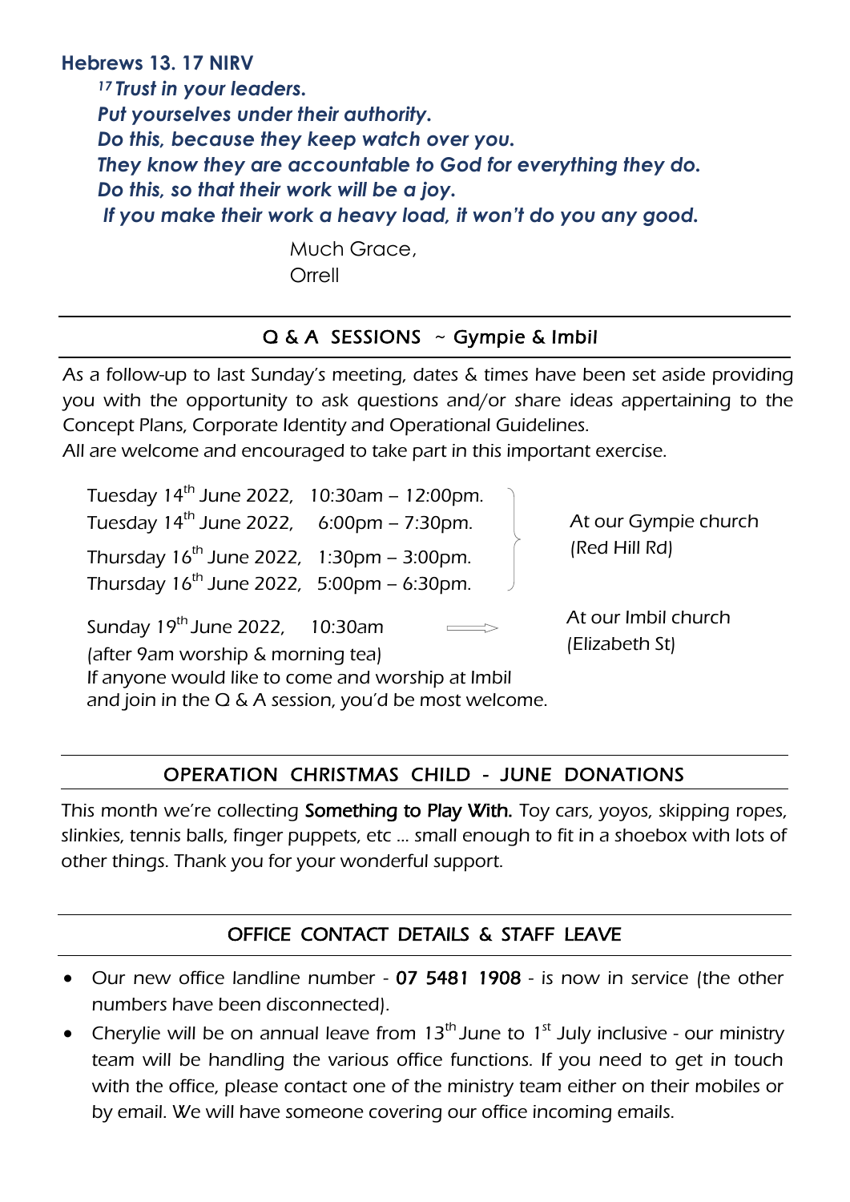**Hebrews 13. 17 NIRV**

*[17] **Trust in your leaders.***
***Put yourselves under their authority.***
***Do this, because they keep watch over you.***
***They know they are accountable to God for everything they do.***
***Do this, so that their work will be a joy.***
***If you make their work a heavy load, it won't do you any good.***

Much Grace,
Orrell

## Q & A SESSIONS ~ Gympie & Imbil

As a follow-up to last Sunday's meeting, dates & times have been set aside providing you with the opportunity to ask questions and/or share ideas appertaining to the Concept Plans, Corporate Identity and Operational Guidelines.
All are welcome and encouraged to take part in this important exercise.

Tuesday 14th June 2022, 10:30am – 12:00pm.
Tuesday 14th June 2022, 6:00pm – 7:30pm.
Thursday 16th June 2022, 1:30pm – 3:00pm.
Thursday 16th June 2022, 5:00pm – 6:30pm.
At our Gympie church (Red Hill Rd)

Sunday 19th June 2022, 10:30am (after 9am worship & morning tea) ⟹ At our Imbil church (Elizabeth St)
If anyone would like to come and worship at Imbil and join in the Q & A session, you'd be most welcome.

## OPERATION CHRISTMAS CHILD - JUNE DONATIONS

This month we're collecting **Something to Play With.** Toy cars, yoyos, skipping ropes, slinkies, tennis balls, finger puppets, etc … small enough to fit in a shoebox with lots of other things. Thank you for your wonderful support.

## OFFICE CONTACT DETAILS & STAFF LEAVE

- Our new office landline number - **07 5481 1908** - is now in service (the other numbers have been disconnected).
- Cherylie will be on annual leave from 13th June to 1st July inclusive - our ministry team will be handling the various office functions. If you need to get in touch with the office, please contact one of the ministry team either on their mobiles or by email. We will have someone covering our office incoming emails.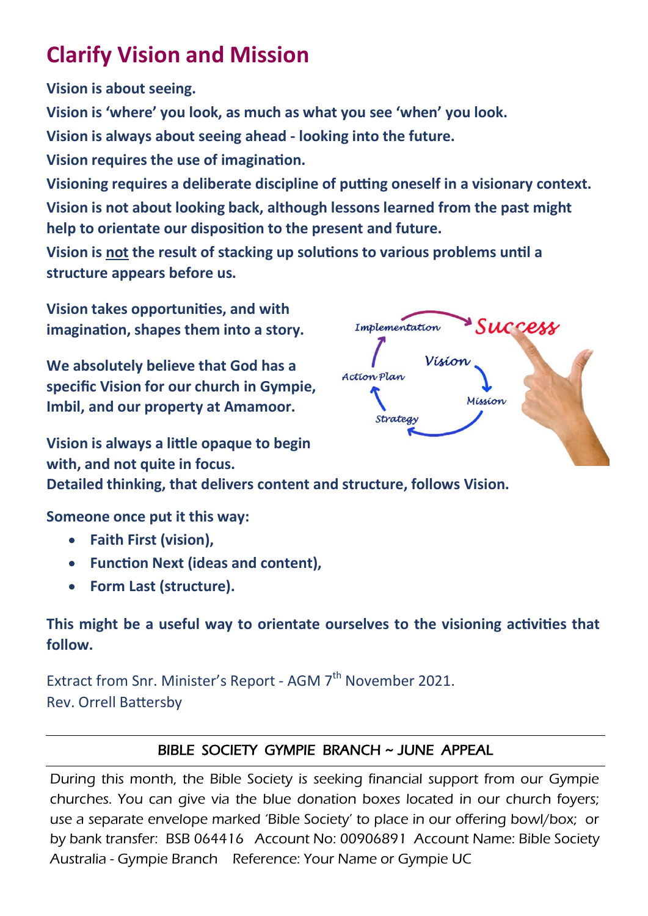# Clarify Vision and Mission

**Vision is about seeing.**

**Vision is 'where' you look, as much as what you see 'when' you look.**

**Vision is always about seeing ahead - looking into the future.**

**Vision requires the use of imagination.**

**Visioning requires a deliberate discipline of putting oneself in a visionary context.**

**Vision is not about looking back, although lessons learned from the past might help to orientate our disposition to the present and future.**

**Vision is <u>not</u> the result of stacking up solutions to various problems until a structure appears before us.**

**Vision takes opportunities, and with imagination, shapes them into a story.**

**We absolutely believe that God has a specific Vision for our church in Gympie, Imbil, and our property at Amamoor.**

**Vision is always a little opaque to begin with, and not quite in focus.**

**Detailed thinking, that delivers content and structure, follows Vision.**

**Someone once put it this way:**

- **Faith First (vision),**
- **Function Next (ideas and content),**
- **Form Last (structure).**

**This might be a useful way to orientate ourselves to the visioning activities that follow.**

Extract from Snr. Minister's Report - AGM 7th November 2021.
Rev. Orrell Battersby

---

BIBLE SOCIETY GYMPIE BRANCH ~ JUNE APPEAL

---

During this month, the Bible Society is seeking financial support from our Gympie churches. You can give via the blue donation boxes located in our church foyers; use a separate envelope marked 'Bible Society' to place in our offering bowl/box; or by bank transfer: BSB 064416 Account No: 00906891 Account Name: Bible Society Australia - Gympie Branch Reference: Your Name or Gympie UC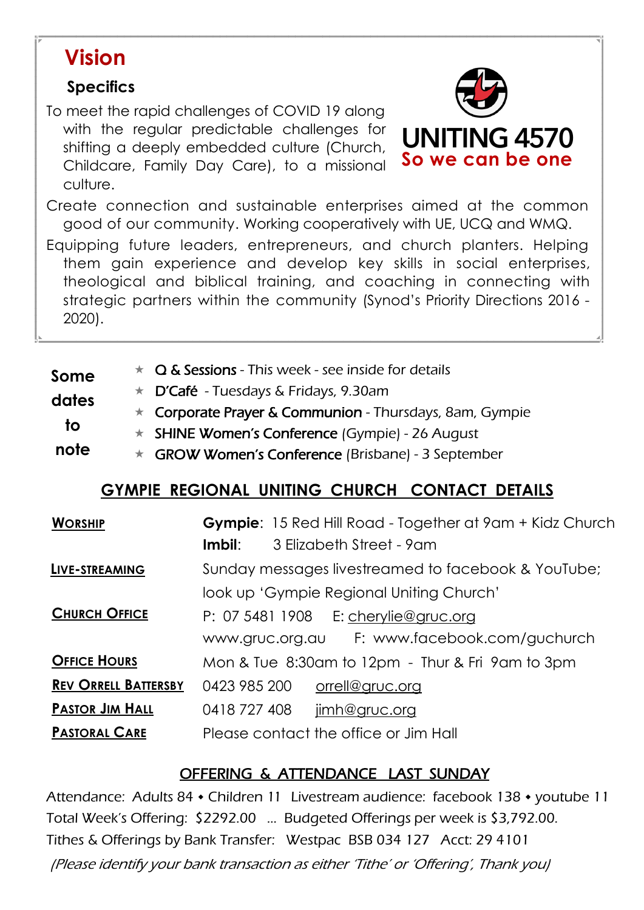## Vision

### Specifics

UNITING 4570
So we can be one

To meet the rapid challenges of COVID 19 along with the regular predictable challenges for shifting a deeply embedded culture (Church, Childcare, Family Day Care), to a missional culture.

Create connection and sustainable enterprises aimed at the common good of our community. Working cooperatively with UE, UCQ and WMQ.

Equipping future leaders, entrepreneurs, and church planters. Helping them gain experience and develop key skills in social enterprises, theological and biblical training, and coaching in connecting with strategic partners within the community (Synod's Priority Directions 2016 - 2020).

**Some dates to note**

- Q & Sessions - This week - see inside for details
- D'Café - Tuesdays & Fridays, 9.30am
- Corporate Prayer & Communion - Thursdays, 8am, Gympie
- SHINE Women's Conference (Gympie) - 26 August
- GROW Women's Conference (Brisbane) - 3 September

## GYMPIE REGIONAL UNITING CHURCH CONTACT DETAILS

| | |
|---|---|
| **WORSHIP** | **Gympie**: 15 Red Hill Road - Together at 9am + Kidz Church<br>**Imbil**: 3 Elizabeth Street - 9am |
| **LIVE-STREAMING** | Sunday messages livestreamed to facebook & YouTube; look up 'Gympie Regional Uniting Church' |
| **CHURCH OFFICE** | P: 07 5481 1908 E: cherylie@gruc.org<br>www.gruc.org.au F: www.facebook.com/guchurch |
| **OFFICE HOURS** | Mon & Tue 8:30am to 12pm - Thur & Fri 9am to 3pm |
| **REV ORRELL BATTERSBY** | 0423 985 200 orrell@gruc.org |
| **PASTOR JIM HALL** | 0418 727 408 jimh@gruc.org |
| **PASTORAL CARE** | Please contact the office or Jim Hall |

## OFFERING & ATTENDANCE LAST SUNDAY

Attendance: Adults 84 • Children 11 Livestream audience: facebook 138 • youtube 11

Total Week's Offering: $2292.00 ... Budgeted Offerings per week is $3,792.00.

Tithes & Offerings by Bank Transfer: Westpac BSB 034 127 Acct: 29 4101

*(Please identify your bank transaction as either 'Tithe' or 'Offering', Thank you)*